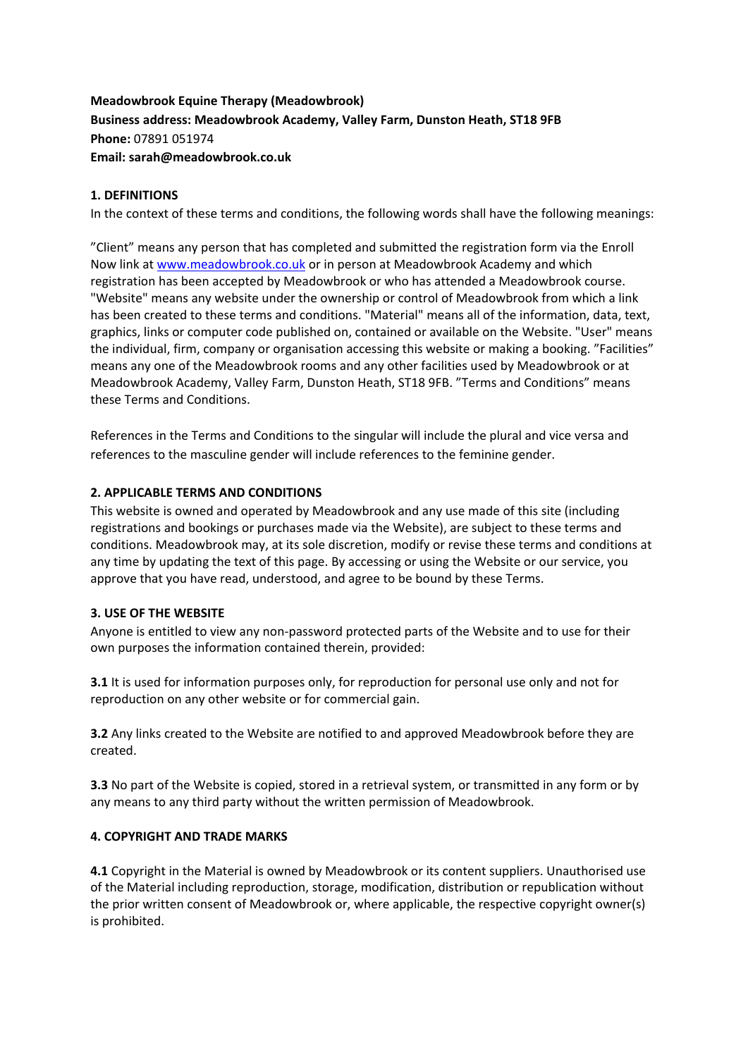**Meadowbrook Equine Therapy (Meadowbrook)**
**Business address: Meadowbrook Academy, Valley Farm, Dunston Heath, ST18 9FB**
**Phone:** 07891 051974
**Email: sarah@meadowbrook.co.uk**

**1. DEFINITIONS**

In the context of these terms and conditions, the following words shall have the following meanings:

"Client" means any person that has completed and submitted the registration form via the Enroll Now link at [www.meadowbrook.co.uk](www.meadowbrook.co.uk) or in person at Meadowbrook Academy and which registration has been accepted by Meadowbrook or who has attended a Meadowbrook course. "Website" means any website under the ownership or control of Meadowbrook from which a link has been created to these terms and conditions. "Material" means all of the information, data, text, graphics, links or computer code published on, contained or available on the Website. "User" means the individual, firm, company or organisation accessing this website or making a booking. "Facilities" means any one of the Meadowbrook rooms and any other facilities used by Meadowbrook or at Meadowbrook Academy, Valley Farm, Dunston Heath, ST18 9FB. "Terms and Conditions" means these Terms and Conditions.

References in the Terms and Conditions to the singular will include the plural and vice versa and references to the masculine gender will include references to the feminine gender.

**2. APPLICABLE TERMS AND CONDITIONS**

This website is owned and operated by Meadowbrook and any use made of this site (including registrations and bookings or purchases made via the Website), are subject to these terms and conditions. Meadowbrook may, at its sole discretion, modify or revise these terms and conditions at any time by updating the text of this page. By accessing or using the Website or our service, you approve that you have read, understood, and agree to be bound by these Terms.

**3. USE OF THE WEBSITE**

Anyone is entitled to view any non-password protected parts of the Website and to use for their own purposes the information contained therein, provided:

**3.1** It is used for information purposes only, for reproduction for personal use only and not for reproduction on any other website or for commercial gain.

**3.2** Any links created to the Website are notified to and approved Meadowbrook before they are created.

**3.3** No part of the Website is copied, stored in a retrieval system, or transmitted in any form or by any means to any third party without the written permission of Meadowbrook.

**4. COPYRIGHT AND TRADE MARKS**

**4.1** Copyright in the Material is owned by Meadowbrook or its content suppliers. Unauthorised use of the Material including reproduction, storage, modification, distribution or republication without the prior written consent of Meadowbrook or, where applicable, the respective copyright owner(s) is prohibited.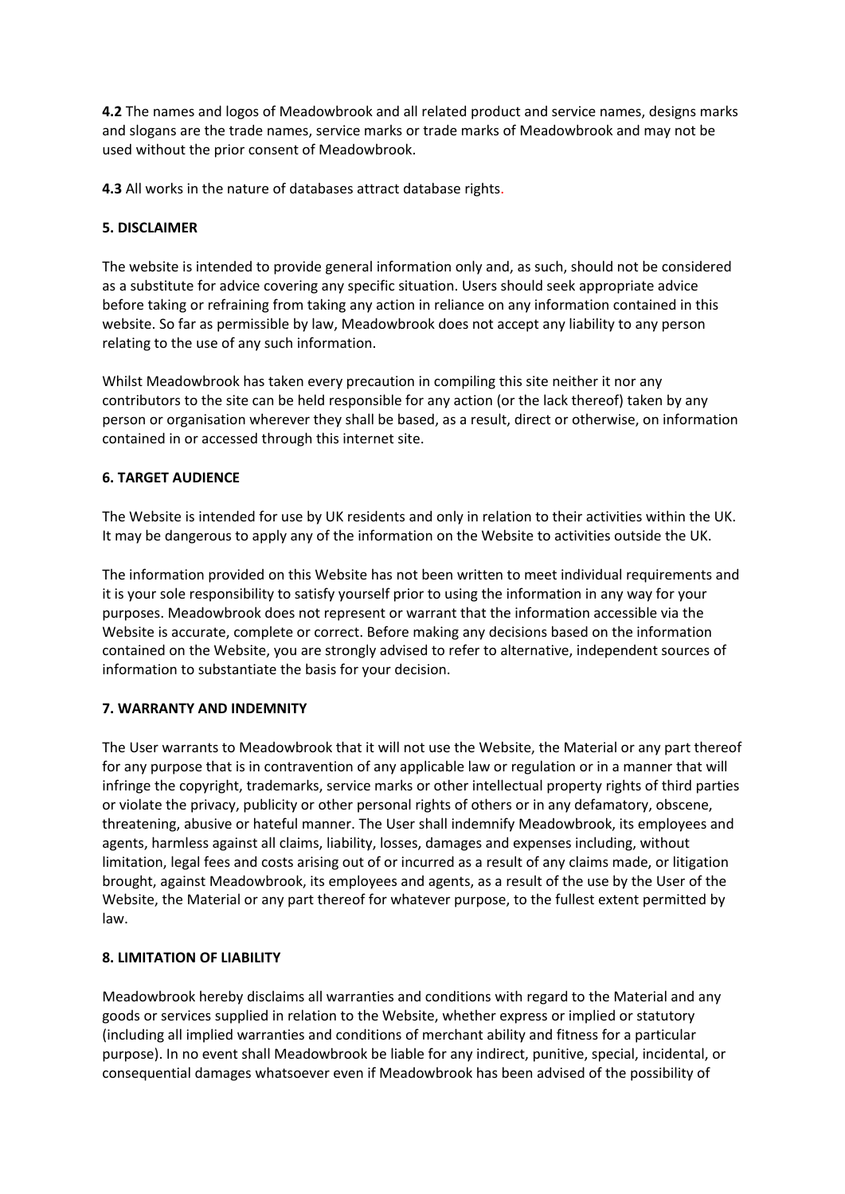**4.2** The names and logos of Meadowbrook and all related product and service names, designs marks and slogans are the trade names, service marks or trade marks of Meadowbrook and may not be used without the prior consent of Meadowbrook.

**4.3** All works in the nature of databases attract database rights.

**5. DISCLAIMER**

The website is intended to provide general information only and, as such, should not be considered as a substitute for advice covering any specific situation. Users should seek appropriate advice before taking or refraining from taking any action in reliance on any information contained in this website. So far as permissible by law, Meadowbrook does not accept any liability to any person relating to the use of any such information.

Whilst Meadowbrook has taken every precaution in compiling this site neither it nor any contributors to the site can be held responsible for any action (or the lack thereof) taken by any person or organisation wherever they shall be based, as a result, direct or otherwise, on information contained in or accessed through this internet site.

**6. TARGET AUDIENCE**

The Website is intended for use by UK residents and only in relation to their activities within the UK. It may be dangerous to apply any of the information on the Website to activities outside the UK.

The information provided on this Website has not been written to meet individual requirements and it is your sole responsibility to satisfy yourself prior to using the information in any way for your purposes. Meadowbrook does not represent or warrant that the information accessible via the Website is accurate, complete or correct. Before making any decisions based on the information contained on the Website, you are strongly advised to refer to alternative, independent sources of information to substantiate the basis for your decision.

**7. WARRANTY AND INDEMNITY**

The User warrants to Meadowbrook that it will not use the Website, the Material or any part thereof for any purpose that is in contravention of any applicable law or regulation or in a manner that will infringe the copyright, trademarks, service marks or other intellectual property rights of third parties or violate the privacy, publicity or other personal rights of others or in any defamatory, obscene, threatening, abusive or hateful manner. The User shall indemnify Meadowbrook, its employees and agents, harmless against all claims, liability, losses, damages and expenses including, without limitation, legal fees and costs arising out of or incurred as a result of any claims made, or litigation brought, against Meadowbrook, its employees and agents, as a result of the use by the User of the Website, the Material or any part thereof for whatever purpose, to the fullest extent permitted by law.

**8. LIMITATION OF LIABILITY**

Meadowbrook hereby disclaims all warranties and conditions with regard to the Material and any goods or services supplied in relation to the Website, whether express or implied or statutory (including all implied warranties and conditions of merchant ability and fitness for a particular purpose). In no event shall Meadowbrook be liable for any indirect, punitive, special, incidental, or consequential damages whatsoever even if Meadowbrook has been advised of the possibility of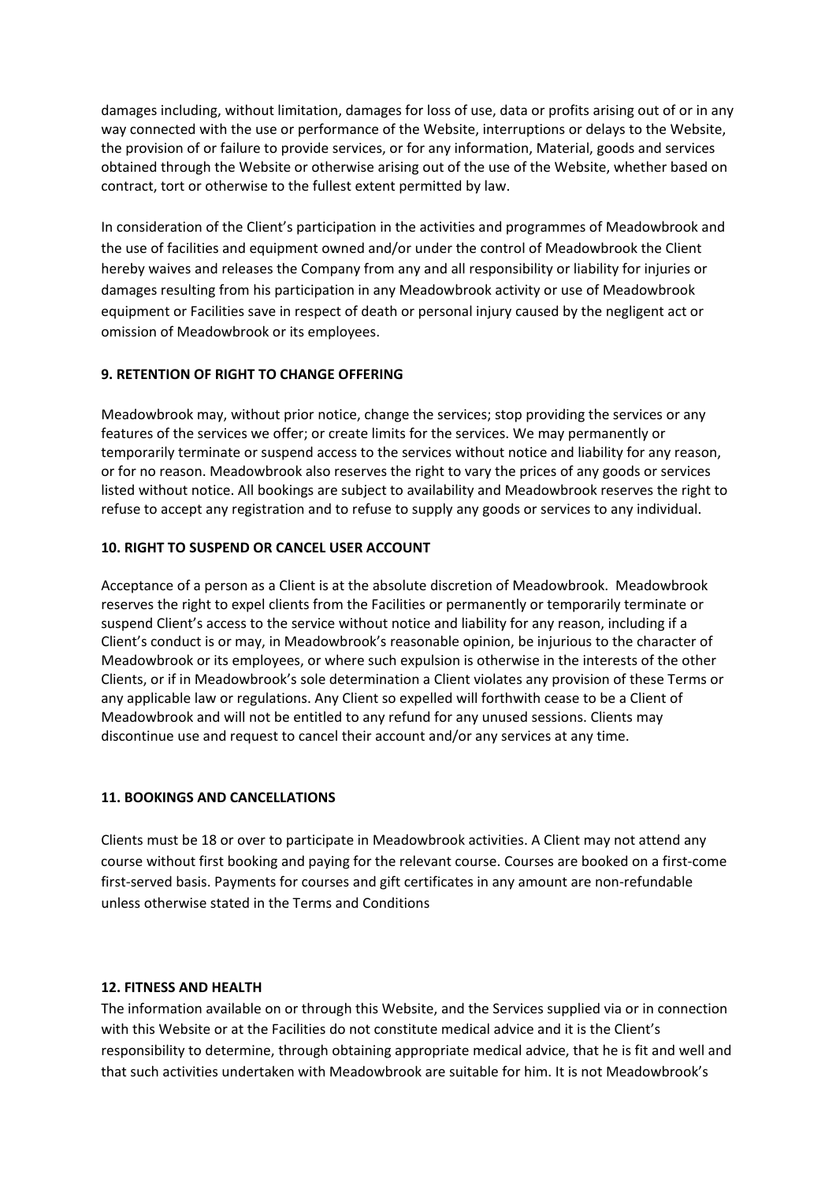damages including, without limitation, damages for loss of use, data or profits arising out of or in any way connected with the use or performance of the Website, interruptions or delays to the Website, the provision of or failure to provide services, or for any information, Material, goods and services obtained through the Website or otherwise arising out of the use of the Website, whether based on contract, tort or otherwise to the fullest extent permitted by law.

In consideration of the Client's participation in the activities and programmes of Meadowbrook and the use of facilities and equipment owned and/or under the control of Meadowbrook the Client hereby waives and releases the Company from any and all responsibility or liability for injuries or damages resulting from his participation in any Meadowbrook activity or use of Meadowbrook equipment or Facilities save in respect of death or personal injury caused by the negligent act or omission of Meadowbrook or its employees.

**9. RETENTION OF RIGHT TO CHANGE OFFERING**

Meadowbrook may, without prior notice, change the services; stop providing the services or any features of the services we offer; or create limits for the services. We may permanently or temporarily terminate or suspend access to the services without notice and liability for any reason, or for no reason. Meadowbrook also reserves the right to vary the prices of any goods or services listed without notice. All bookings are subject to availability and Meadowbrook reserves the right to refuse to accept any registration and to refuse to supply any goods or services to any individual.

**10. RIGHT TO SUSPEND OR CANCEL USER ACCOUNT**

Acceptance of a person as a Client is at the absolute discretion of Meadowbrook. Meadowbrook reserves the right to expel clients from the Facilities or permanently or temporarily terminate or suspend Client's access to the service without notice and liability for any reason, including if a Client's conduct is or may, in Meadowbrook's reasonable opinion, be injurious to the character of Meadowbrook or its employees, or where such expulsion is otherwise in the interests of the other Clients, or if in Meadowbrook's sole determination a Client violates any provision of these Terms or any applicable law or regulations. Any Client so expelled will forthwith cease to be a Client of Meadowbrook and will not be entitled to any refund for any unused sessions. Clients may discontinue use and request to cancel their account and/or any services at any time.

**11. BOOKINGS AND CANCELLATIONS**

Clients must be 18 or over to participate in Meadowbrook activities. A Client may not attend any course without first booking and paying for the relevant course. Courses are booked on a first-come first-served basis. Payments for courses and gift certificates in any amount are non-refundable unless otherwise stated in the Terms and Conditions

**12. FITNESS AND HEALTH**

The information available on or through this Website, and the Services supplied via or in connection with this Website or at the Facilities do not constitute medical advice and it is the Client's responsibility to determine, through obtaining appropriate medical advice, that he is fit and well and that such activities undertaken with Meadowbrook are suitable for him. It is not Meadowbrook's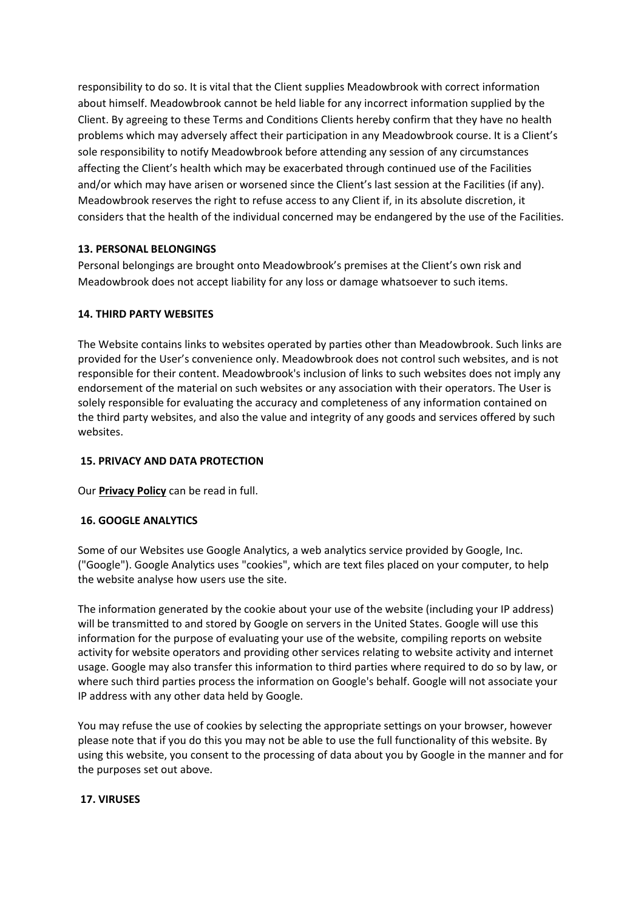responsibility to do so. It is vital that the Client supplies Meadowbrook with correct information about himself. Meadowbrook cannot be held liable for any incorrect information supplied by the Client. By agreeing to these Terms and Conditions Clients hereby confirm that they have no health problems which may adversely affect their participation in any Meadowbrook course. It is a Client's sole responsibility to notify Meadowbrook before attending any session of any circumstances affecting the Client's health which may be exacerbated through continued use of the Facilities and/or which may have arisen or worsened since the Client's last session at the Facilities (if any). Meadowbrook reserves the right to refuse access to any Client if, in its absolute discretion, it considers that the health of the individual concerned may be endangered by the use of the Facilities.

**13. PERSONAL BELONGINGS**

Personal belongings are brought onto Meadowbrook's premises at the Client's own risk and Meadowbrook does not accept liability for any loss or damage whatsoever to such items.

**14. THIRD PARTY WEBSITES**

The Website contains links to websites operated by parties other than Meadowbrook. Such links are provided for the User's convenience only. Meadowbrook does not control such websites, and is not responsible for their content. Meadowbrook's inclusion of links to such websites does not imply any endorsement of the material on such websites or any association with their operators. The User is solely responsible for evaluating the accuracy and completeness of any information contained on the third party websites, and also the value and integrity of any goods and services offered by such websites.

**15. PRIVACY AND DATA PROTECTION**

Our **Privacy Policy** can be read in full.

**16. GOOGLE ANALYTICS**

Some of our Websites use Google Analytics, a web analytics service provided by Google, Inc. ("Google"). Google Analytics uses "cookies", which are text files placed on your computer, to help the website analyse how users use the site.

The information generated by the cookie about your use of the website (including your IP address) will be transmitted to and stored by Google on servers in the United States. Google will use this information for the purpose of evaluating your use of the website, compiling reports on website activity for website operators and providing other services relating to website activity and internet usage. Google may also transfer this information to third parties where required to do so by law, or where such third parties process the information on Google's behalf. Google will not associate your IP address with any other data held by Google.

You may refuse the use of cookies by selecting the appropriate settings on your browser, however please note that if you do this you may not be able to use the full functionality of this website. By using this website, you consent to the processing of data about you by Google in the manner and for the purposes set out above.

**17. VIRUSES**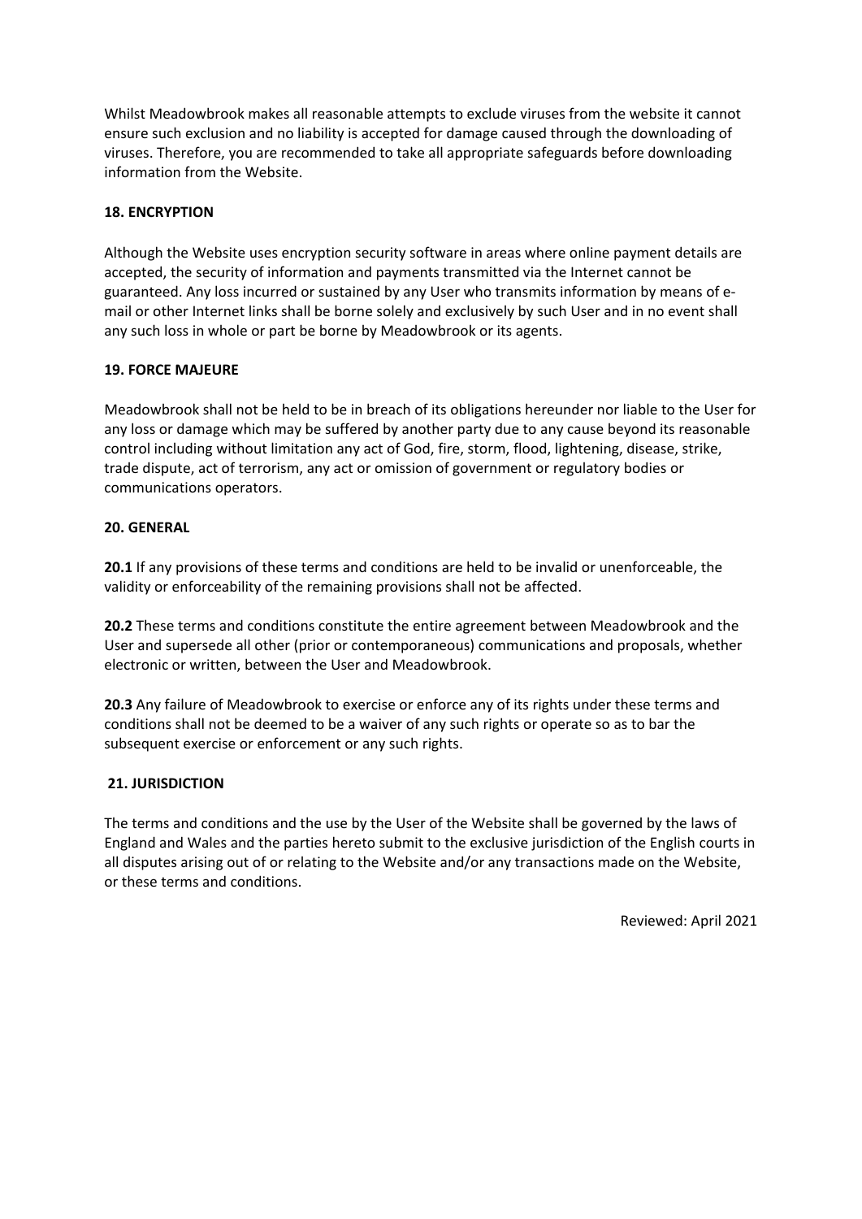Whilst Meadowbrook makes all reasonable attempts to exclude viruses from the website it cannot ensure such exclusion and no liability is accepted for damage caused through the downloading of viruses. Therefore, you are recommended to take all appropriate safeguards before downloading information from the Website.

**18. ENCRYPTION**

Although the Website uses encryption security software in areas where online payment details are accepted, the security of information and payments transmitted via the Internet cannot be guaranteed. Any loss incurred or sustained by any User who transmits information by means of e-mail or other Internet links shall be borne solely and exclusively by such User and in no event shall any such loss in whole or part be borne by Meadowbrook or its agents.

**19. FORCE MAJEURE**

Meadowbrook shall not be held to be in breach of its obligations hereunder nor liable to the User for any loss or damage which may be suffered by another party due to any cause beyond its reasonable control including without limitation any act of God, fire, storm, flood, lightening, disease, strike, trade dispute, act of terrorism, any act or omission of government or regulatory bodies or communications operators.

**20. GENERAL**

**20.1** If any provisions of these terms and conditions are held to be invalid or unenforceable, the validity or enforceability of the remaining provisions shall not be affected.

**20.2** These terms and conditions constitute the entire agreement between Meadowbrook and the User and supersede all other (prior or contemporaneous) communications and proposals, whether electronic or written, between the User and Meadowbrook.

**20.3** Any failure of Meadowbrook to exercise or enforce any of its rights under these terms and conditions shall not be deemed to be a waiver of any such rights or operate so as to bar the subsequent exercise or enforcement or any such rights.

**21. JURISDICTION**

The terms and conditions and the use by the User of the Website shall be governed by the laws of England and Wales and the parties hereto submit to the exclusive jurisdiction of the English courts in all disputes arising out of or relating to the Website and/or any transactions made on the Website, or these terms and conditions.

Reviewed: April 2021